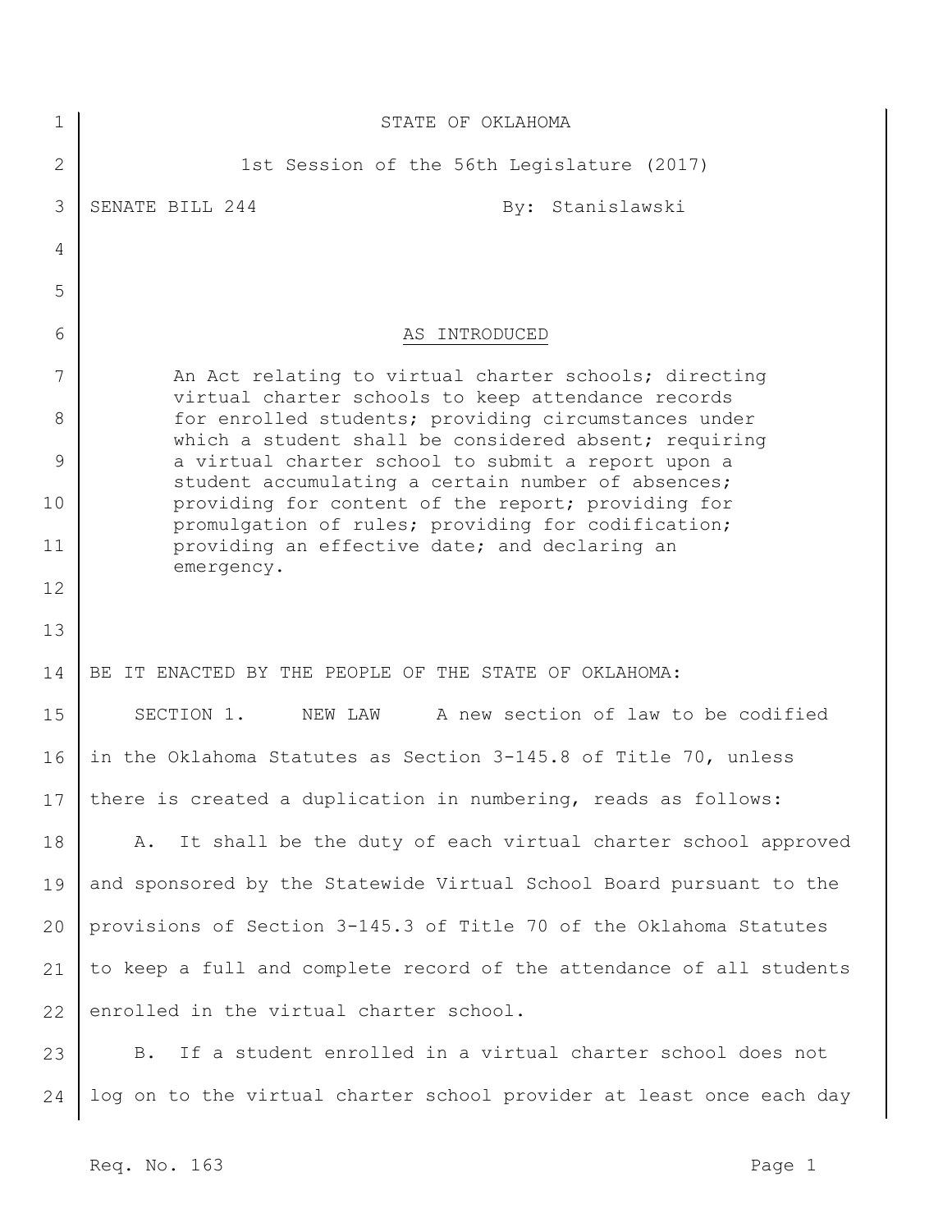STATE OF OKLAHOMA

1st Session of the 56th Legislature (2017)

SENATE BILL 244 By: Stanislawski

AS INTRODUCED

An Act relating to virtual charter schools; directing virtual charter schools to keep attendance records for enrolled students; providing circumstances under which a student shall be considered absent; requiring a virtual charter school to submit a report upon a student accumulating a certain number of absences; providing for content of the report; providing for promulgation of rules; providing for codification; providing an effective date; and declaring an emergency.

BE IT ENACTED BY THE PEOPLE OF THE STATE OF OKLAHOMA:

SECTION 1. NEW LAW A new section of law to be codified in the Oklahoma Statutes as Section 3-145.8 of Title 70, unless there is created a duplication in numbering, reads as follows:

A. It shall be the duty of each virtual charter school approved and sponsored by the Statewide Virtual School Board pursuant to the provisions of Section 3-145.3 of Title 70 of the Oklahoma Statutes to keep a full and complete record of the attendance of all students enrolled in the virtual charter school.

B. If a student enrolled in a virtual charter school does not log on to the virtual charter school provider at least once each day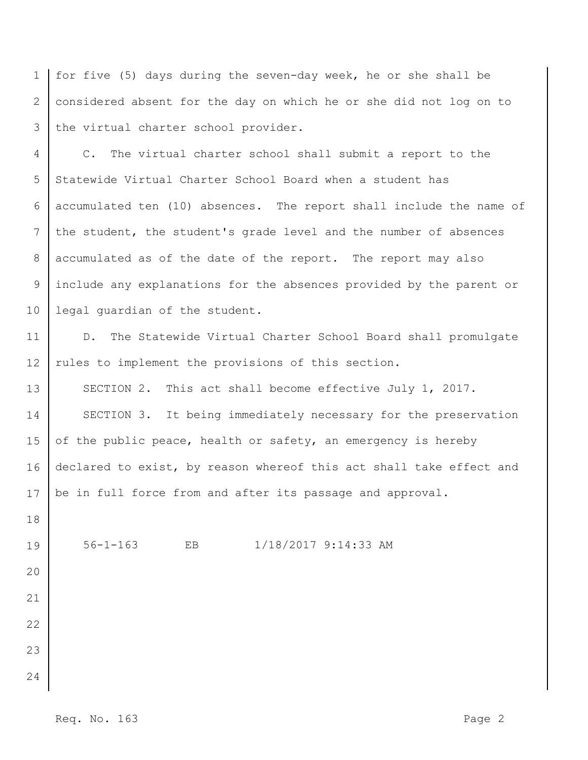for five (5) days during the seven-day week, he or she shall be considered absent for the day on which he or she did not log on to the virtual charter school provider.

C. The virtual charter school shall submit a report to the Statewide Virtual Charter School Board when a student has accumulated ten (10) absences. The report shall include the name of the student, the student's grade level and the number of absences accumulated as of the date of the report. The report may also include any explanations for the absences provided by the parent or legal guardian of the student.

D. The Statewide Virtual Charter School Board shall promulgate rules to implement the provisions of this section.

SECTION 2. This act shall become effective July 1, 2017.

SECTION 3. It being immediately necessary for the preservation of the public peace, health or safety, an emergency is hereby declared to exist, by reason whereof this act shall take effect and be in full force from and after its passage and approval.

56-1-163 EB 1/18/2017 9:14:33 AM